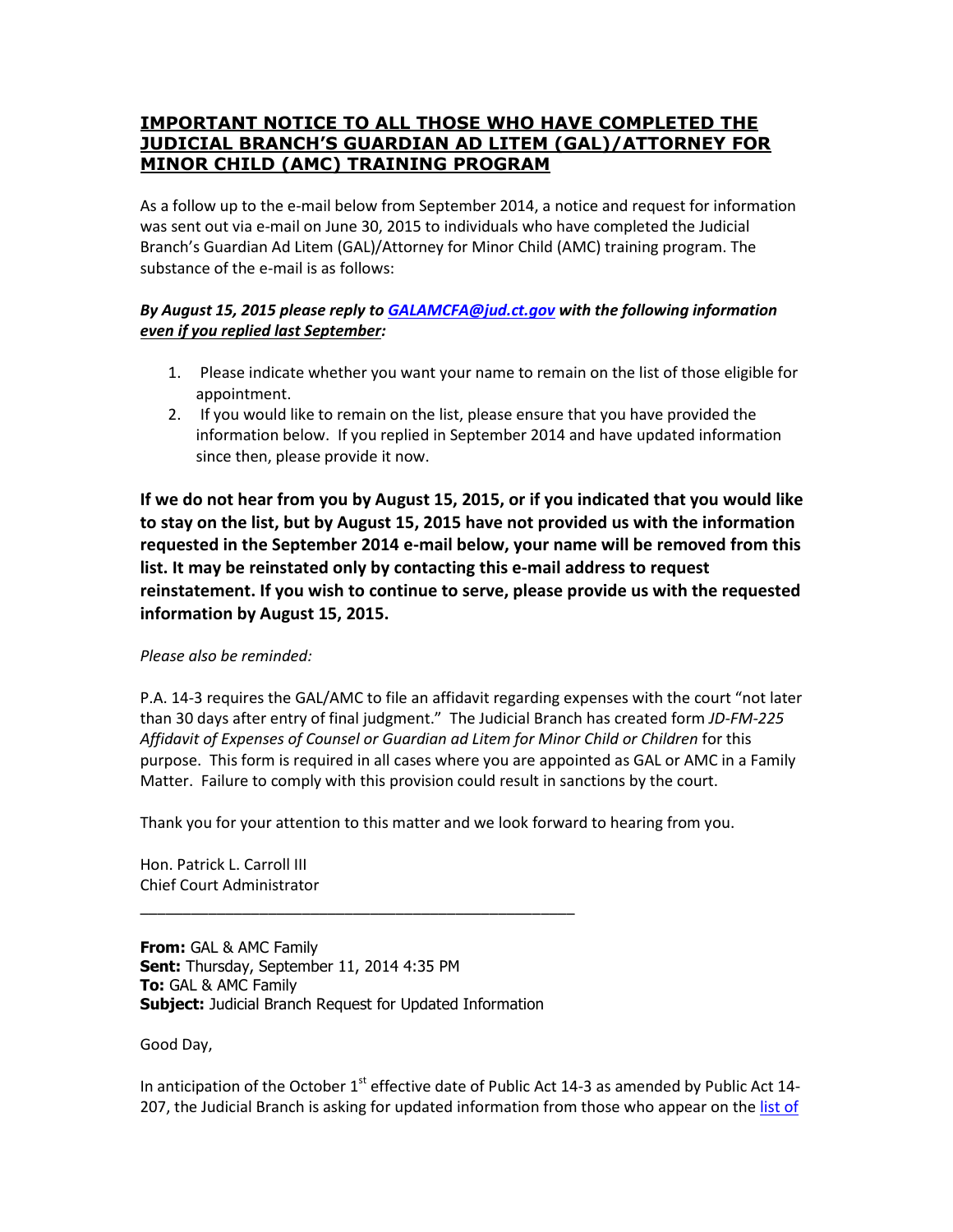## **IMPORTANT NOTICE TO ALL THOSE WHO HAVE COMPLETED THE JUDICIAL BRANCH'S GUARDIAN AD LITEM (GAL)/ATTORNEY FOR MINOR CHILD (AMC) TRAINING PROGRAM**

As a follow up to the e-mail below from September 2014, a notice and request for information was sent out via e-mail on June 30, 2015 to individuals who have completed the Judicial Branch's Guardian Ad Litem (GAL)/Attorney for Minor Child (AMC) training program. The substance of the e-mail is as follows:

***By August 15, 2015 please reply to [GALAMCFA@jud.ct.gov](mailto:GALAMCFA@jud.ct.gov) with the following information <u>even if you replied last September</u>:***

1. Please indicate whether you want your name to remain on the list of those eligible for appointment.
2. If you would like to remain on the list, please ensure that you have provided the information below. If you replied in September 2014 and have updated information since then, please provide it now.

**If we do not hear from you by August 15, 2015, or if you indicated that you would like to stay on the list, but by August 15, 2015 have not provided us with the information requested in the September 2014 e-mail below, your name will be removed from this list. It may be reinstated only by contacting this e-mail address to request reinstatement. If you wish to continue to serve, please provide us with the requested information by August 15, 2015.**

*Please also be reminded:*

P.A. 14-3 requires the GAL/AMC to file an affidavit regarding expenses with the court "not later than 30 days after entry of final judgment." The Judicial Branch has created form *JD-FM-225 Affidavit of Expenses of Counsel or Guardian ad Litem for Minor Child or Children* for this purpose. This form is required in all cases where you are appointed as GAL or AMC in a Family Matter. Failure to comply with this provision could result in sanctions by the court.

Thank you for your attention to this matter and we look forward to hearing from you.

Hon. Patrick L. Carroll III
Chief Court Administrator

---

**From:** GAL & AMC Family
**Sent:** Thursday, September 11, 2014 4:35 PM
**To:** GAL & AMC Family
**Subject:** Judicial Branch Request for Updated Information

Good Day,

In anticipation of the October 1st effective date of Public Act 14-3 as amended by Public Act 14-207, the Judicial Branch is asking for updated information from those who appear on the list of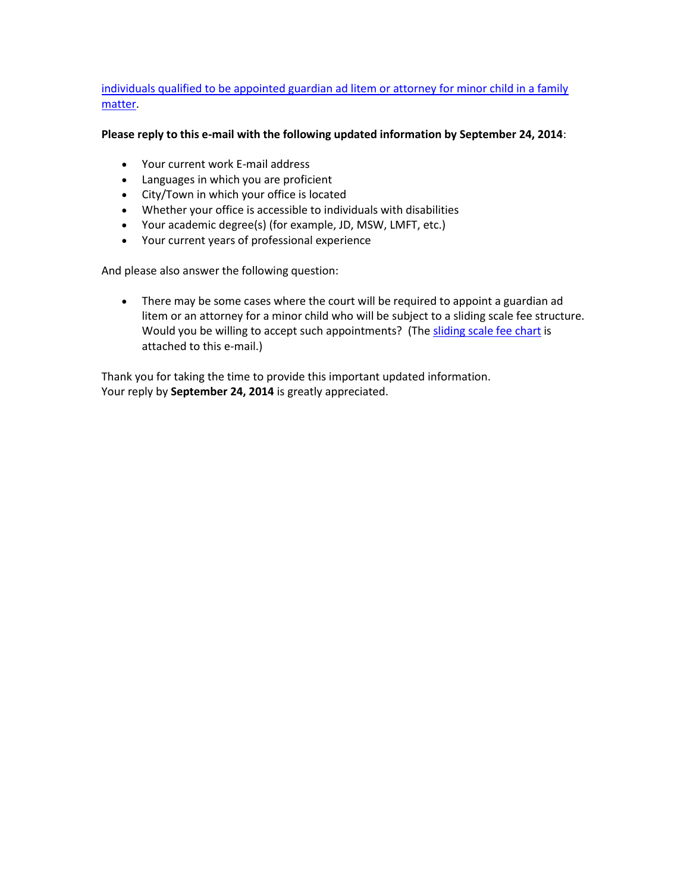individuals qualified to be appointed guardian ad litem or attorney for minor child in a family matter.

**Please reply to this e-mail with the following updated information by September 24, 2014**:

- Your current work E-mail address
- Languages in which you are proficient
- City/Town in which your office is located
- Whether your office is accessible to individuals with disabilities
- Your academic degree(s) (for example, JD, MSW, LMFT, etc.)
- Your current years of professional experience

And please also answer the following question:

- There may be some cases where the court will be required to appoint a guardian ad litem or an attorney for a minor child who will be subject to a sliding scale fee structure. Would you be willing to accept such appointments? (The sliding scale fee chart is attached to this e-mail.)

Thank you for taking the time to provide this important updated information.
Your reply by **September 24, 2014** is greatly appreciated.